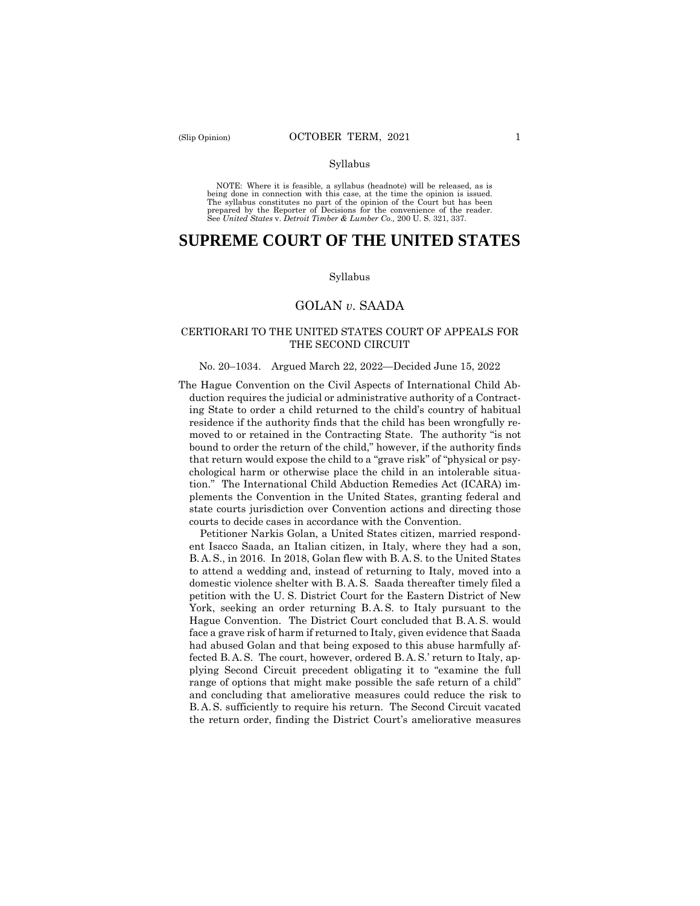Syllabus

NOTE: Where it is feasible, a syllabus (headnote) will be released, as is being done in connection with this case, at the time the opinion is issued. The syllabus constitutes no part of the opinion of the Court but has been prepared by the Reporter of Decisions for the convenience of the reader. See *United States* v. *Detroit Timber & Lumber Co.,* 200 U. S. 321, 337.

# SUPREME COURT OF THE UNITED STATES

Syllabus

## GOLAN *v*. SAADA

### CERTIORARI TO THE UNITED STATES COURT OF APPEALS FOR THE SECOND CIRCUIT

No. 20–1034. Argued March 22, 2022—Decided June 15, 2022

The Hague Convention on the Civil Aspects of International Child Abduction requires the judicial or administrative authority of a Contracting State to order a child returned to the child's country of habitual residence if the authority finds that the child has been wrongfully removed to or retained in the Contracting State. The authority "is not bound to order the return of the child," however, if the authority finds that return would expose the child to a "grave risk" of "physical or psychological harm or otherwise place the child in an intolerable situation." The International Child Abduction Remedies Act (ICARA) implements the Convention in the United States, granting federal and state courts jurisdiction over Convention actions and directing those courts to decide cases in accordance with the Convention.

Petitioner Narkis Golan, a United States citizen, married respondent Isacco Saada, an Italian citizen, in Italy, where they had a son, B. A. S., in 2016. In 2018, Golan flew with B. A. S. to the United States to attend a wedding and, instead of returning to Italy, moved into a domestic violence shelter with B. A. S. Saada thereafter timely filed a petition with the U. S. District Court for the Eastern District of New York, seeking an order returning B. A. S. to Italy pursuant to the Hague Convention. The District Court concluded that B. A. S. would face a grave risk of harm if returned to Italy, given evidence that Saada had abused Golan and that being exposed to this abuse harmfully affected B. A. S. The court, however, ordered B. A. S.' return to Italy, applying Second Circuit precedent obligating it to "examine the full range of options that might make possible the safe return of a child" and concluding that ameliorative measures could reduce the risk to B. A. S. sufficiently to require his return. The Second Circuit vacated the return order, finding the District Court's ameliorative measures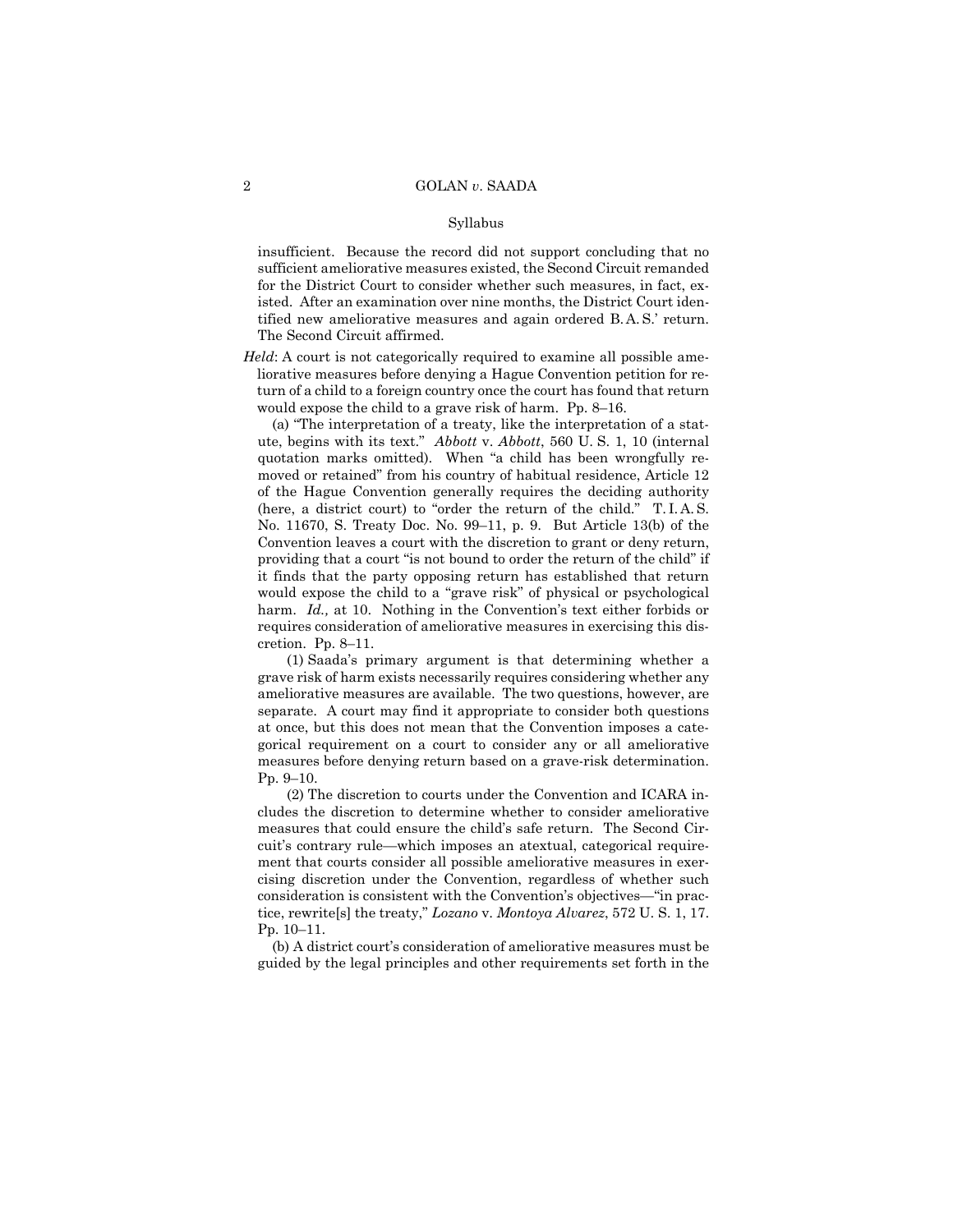insufficient. Because the record did not support concluding that no sufficient ameliorative measures existed, the Second Circuit remanded for the District Court to consider whether such measures, in fact, existed. After an examination over nine months, the District Court identified new ameliorative measures and again ordered B. A. S.' return. The Second Circuit affirmed.

*Held*: A court is not categorically required to examine all possible ameliorative measures before denying a Hague Convention petition for return of a child to a foreign country once the court has found that return would expose the child to a grave risk of harm. Pp. 8–16.

(a) "The interpretation of a treaty, like the interpretation of a statute, begins with its text." *Abbott* v. *Abbott*, 560 U. S. 1, 10 (internal quotation marks omitted). When "a child has been wrongfully removed or retained" from his country of habitual residence, Article 12 of the Hague Convention generally requires the deciding authority (here, a district court) to "order the return of the child." T. I. A. S. No. 11670, S. Treaty Doc. No. 99–11, p. 9. But Article 13(b) of the Convention leaves a court with the discretion to grant or deny return, providing that a court "is not bound to order the return of the child" if it finds that the party opposing return has established that return would expose the child to a "grave risk" of physical or psychological harm. *Id.,* at 10. Nothing in the Convention's text either forbids or requires consideration of ameliorative measures in exercising this discretion. Pp. 8–11.

(1) Saada's primary argument is that determining whether a grave risk of harm exists necessarily requires considering whether any ameliorative measures are available. The two questions, however, are separate. A court may find it appropriate to consider both questions at once, but this does not mean that the Convention imposes a categorical requirement on a court to consider any or all ameliorative measures before denying return based on a grave-risk determination. Pp. 9–10.

(2) The discretion to courts under the Convention and ICARA includes the discretion to determine whether to consider ameliorative measures that could ensure the child's safe return. The Second Circuit's contrary rule—which imposes an atextual, categorical requirement that courts consider all possible ameliorative measures in exercising discretion under the Convention, regardless of whether such consideration is consistent with the Convention's objectives—"in practice, rewrite[s] the treaty," *Lozano* v. *Montoya Alvarez*, 572 U. S. 1, 17. Pp. 10–11.

(b) A district court's consideration of ameliorative measures must be guided by the legal principles and other requirements set forth in the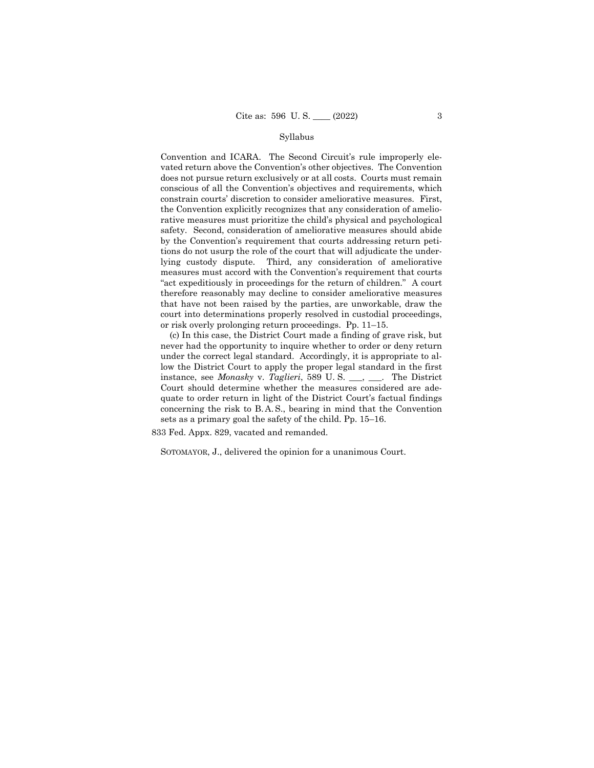Convention and ICARA. The Second Circuit's rule improperly elevated return above the Convention's other objectives. The Convention does not pursue return exclusively or at all costs. Courts must remain conscious of all the Convention's objectives and requirements, which constrain courts' discretion to consider ameliorative measures. First, the Convention explicitly recognizes that any consideration of ameliorative measures must prioritize the child's physical and psychological safety. Second, consideration of ameliorative measures should abide by the Convention's requirement that courts addressing return petitions do not usurp the role of the court that will adjudicate the underlying custody dispute. Third, any consideration of ameliorative measures must accord with the Convention's requirement that courts "act expeditiously in proceedings for the return of children." A court therefore reasonably may decline to consider ameliorative measures that have not been raised by the parties, are unworkable, draw the court into determinations properly resolved in custodial proceedings, or risk overly prolonging return proceedings. Pp. 11–15.

(c) In this case, the District Court made a finding of grave risk, but never had the opportunity to inquire whether to order or deny return under the correct legal standard. Accordingly, it is appropriate to allow the District Court to apply the proper legal standard in the first instance, see *Monasky* v. *Taglieri*, 589 U. S. \_\_\_, \_\_\_. The District Court should determine whether the measures considered are adequate to order return in light of the District Court's factual findings concerning the risk to B. A. S., bearing in mind that the Convention sets as a primary goal the safety of the child. Pp. 15–16.

833 Fed. Appx. 829, vacated and remanded.

SOTOMAYOR, J., delivered the opinion for a unanimous Court.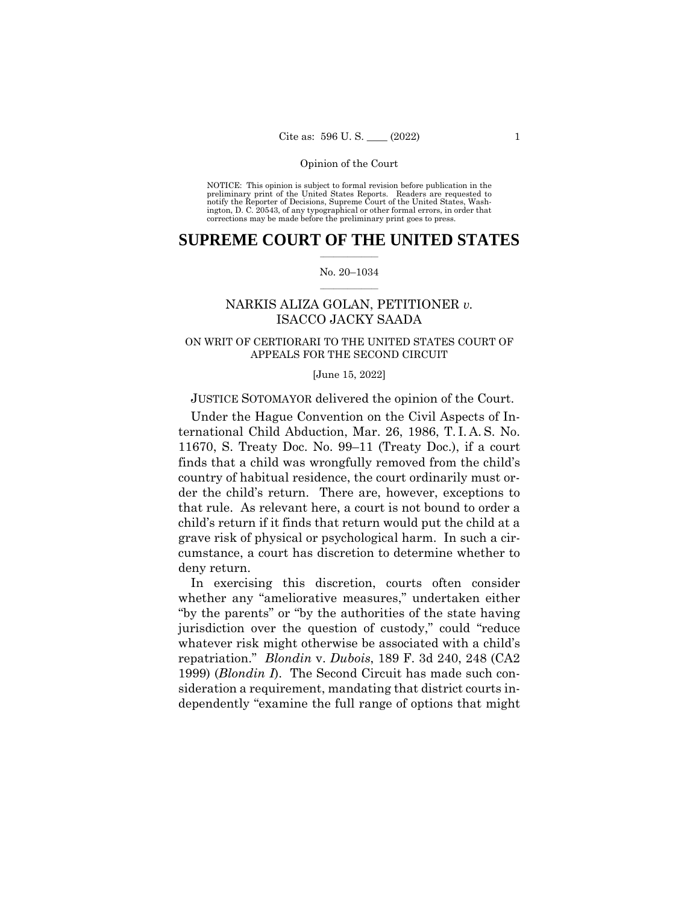Opinion of the Court

NOTICE: This opinion is subject to formal revision before publication in the preliminary print of the United States Reports. Readers are requested to notify the Reporter of Decisions, Supreme Court of the United States, Washington, D. C. 20543, of any typographical or other formal errors, in order that corrections may be made before the preliminary print goes to press.

# SUPREME COURT OF THE UNITED STATES

No. 20–1034

## NARKIS ALIZA GOLAN, PETITIONER *v.* ISACCO JACKY SAADA

ON WRIT OF CERTIORARI TO THE UNITED STATES COURT OF APPEALS FOR THE SECOND CIRCUIT

[June 15, 2022]

JUSTICE SOTOMAYOR delivered the opinion of the Court.

Under the Hague Convention on the Civil Aspects of International Child Abduction, Mar. 26, 1986, T. I. A. S. No. 11670, S. Treaty Doc. No. 99–11 (Treaty Doc.), if a court finds that a child was wrongfully removed from the child's country of habitual residence, the court ordinarily must order the child's return. There are, however, exceptions to that rule. As relevant here, a court is not bound to order a child's return if it finds that return would put the child at a grave risk of physical or psychological harm. In such a circumstance, a court has discretion to determine whether to deny return.

In exercising this discretion, courts often consider whether any "ameliorative measures," undertaken either "by the parents" or "by the authorities of the state having jurisdiction over the question of custody," could "reduce whatever risk might otherwise be associated with a child's repatriation." *Blondin* v. *Dubois*, 189 F. 3d 240, 248 (CA2 1999) (*Blondin I*). The Second Circuit has made such consideration a requirement, mandating that district courts independently "examine the full range of options that might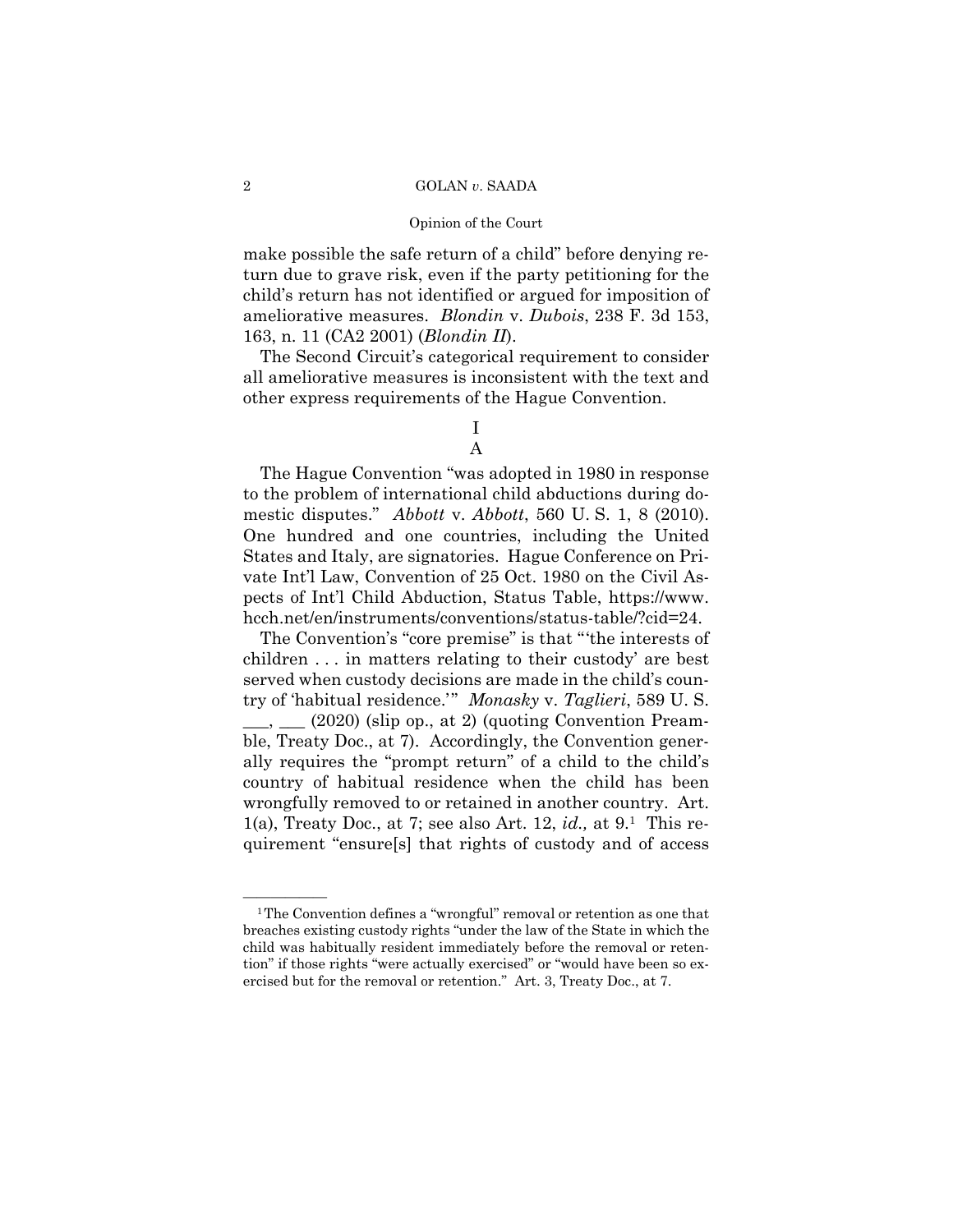make possible the safe return of a child" before denying return due to grave risk, even if the party petitioning for the child's return has not identified or argued for imposition of ameliorative measures. *Blondin* v. *Dubois*, 238 F. 3d 153, 163, n. 11 (CA2 2001) (*Blondin II*).

The Second Circuit's categorical requirement to consider all ameliorative measures is inconsistent with the text and other express requirements of the Hague Convention.

## I

### A

The Hague Convention "was adopted in 1980 in response to the problem of international child abductions during domestic disputes." *Abbott* v. *Abbott*, 560 U. S. 1, 8 (2010). One hundred and one countries, including the United States and Italy, are signatories. Hague Conference on Private Int'l Law, Convention of 25 Oct. 1980 on the Civil Aspects of Int'l Child Abduction, Status Table, https://www.hcch.net/en/instruments/conventions/status-table/?cid=24.

The Convention's "core premise" is that "'the interests of children . . . in matters relating to their custody' are best served when custody decisions are made in the child's country of 'habitual residence.'" *Monasky* v. *Taglieri*, 589 U. S. ___, ___ (2020) (slip op., at 2) (quoting Convention Preamble, Treaty Doc., at 7). Accordingly, the Convention generally requires the "prompt return" of a child to the child's country of habitual residence when the child has been wrongfully removed to or retained in another country. Art. 1(a), Treaty Doc., at 7; see also Art. 12, *id.,* at 9.[1] This requirement "ensure[s] that rights of custody and of access

---

[1] The Convention defines a "wrongful" removal or retention as one that breaches existing custody rights "under the law of the State in which the child was habitually resident immediately before the removal or retention" if those rights "were actually exercised" or "would have been so exercised but for the removal or retention." Art. 3, Treaty Doc., at 7.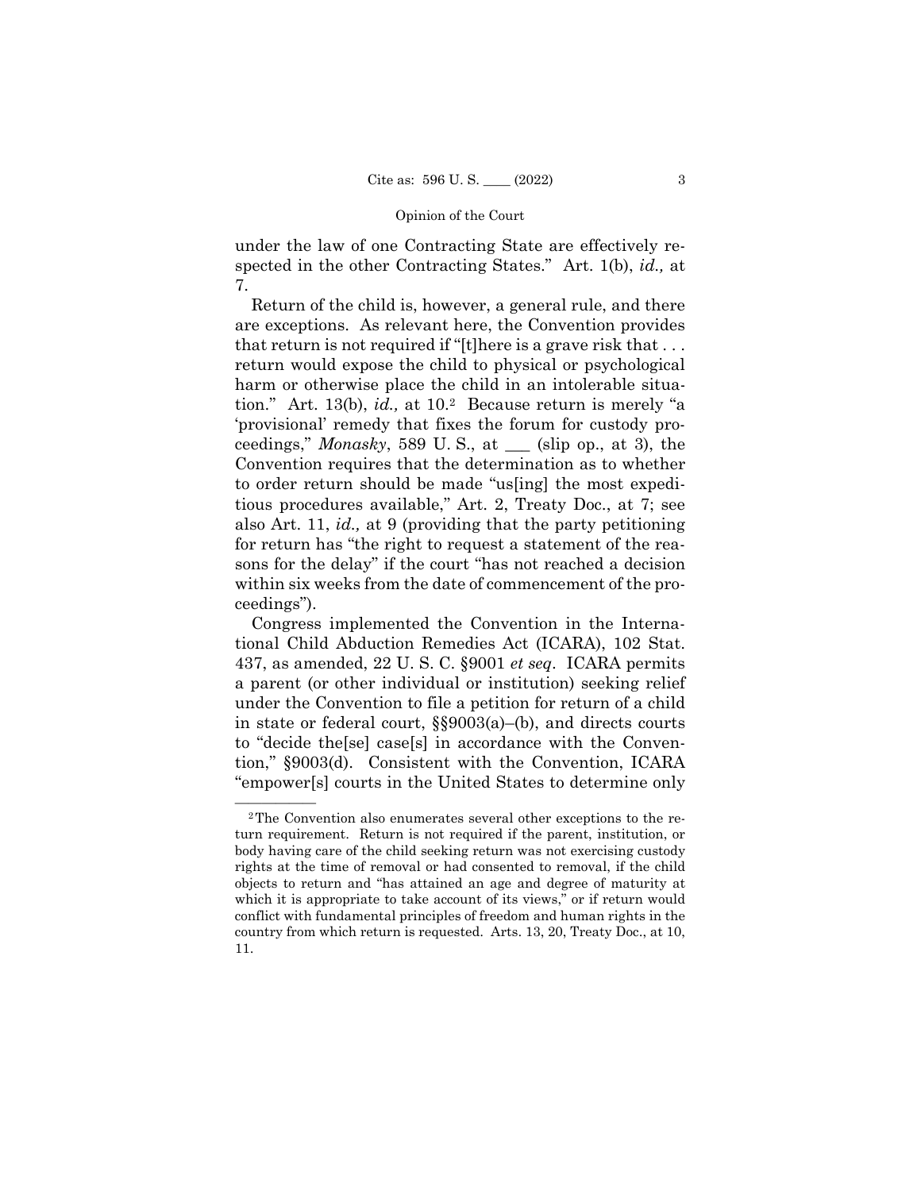under the law of one Contracting State are effectively respected in the other Contracting States." Art. 1(b), *id.,* at 7.

Return of the child is, however, a general rule, and there are exceptions. As relevant here, the Convention provides that return is not required if "[t]here is a grave risk that . . . return would expose the child to physical or psychological harm or otherwise place the child in an intolerable situation." Art. 13(b), *id.,* at 10.[2] Because return is merely "a 'provisional' remedy that fixes the forum for custody proceedings," *Monasky*, 589 U. S., at \_\_\_ (slip op., at 3), the Convention requires that the determination as to whether to order return should be made "us[ing] the most expeditious procedures available," Art. 2, Treaty Doc., at 7; see also Art. 11, *id.,* at 9 (providing that the party petitioning for return has "the right to request a statement of the reasons for the delay" if the court "has not reached a decision within six weeks from the date of commencement of the proceedings").

Congress implemented the Convention in the International Child Abduction Remedies Act (ICARA), 102 Stat. 437, as amended, 22 U. S. C. §9001 *et seq*. ICARA permits a parent (or other individual or institution) seeking relief under the Convention to file a petition for return of a child in state or federal court, §§9003(a)–(b), and directs courts to "decide the[se] case[s] in accordance with the Convention," §9003(d). Consistent with the Convention, ICARA "empower[s] courts in the United States to determine only

---

[2] The Convention also enumerates several other exceptions to the return requirement. Return is not required if the parent, institution, or body having care of the child seeking return was not exercising custody rights at the time of removal or had consented to removal, if the child objects to return and "has attained an age and degree of maturity at which it is appropriate to take account of its views," or if return would conflict with fundamental principles of freedom and human rights in the country from which return is requested. Arts. 13, 20, Treaty Doc., at 10, 11.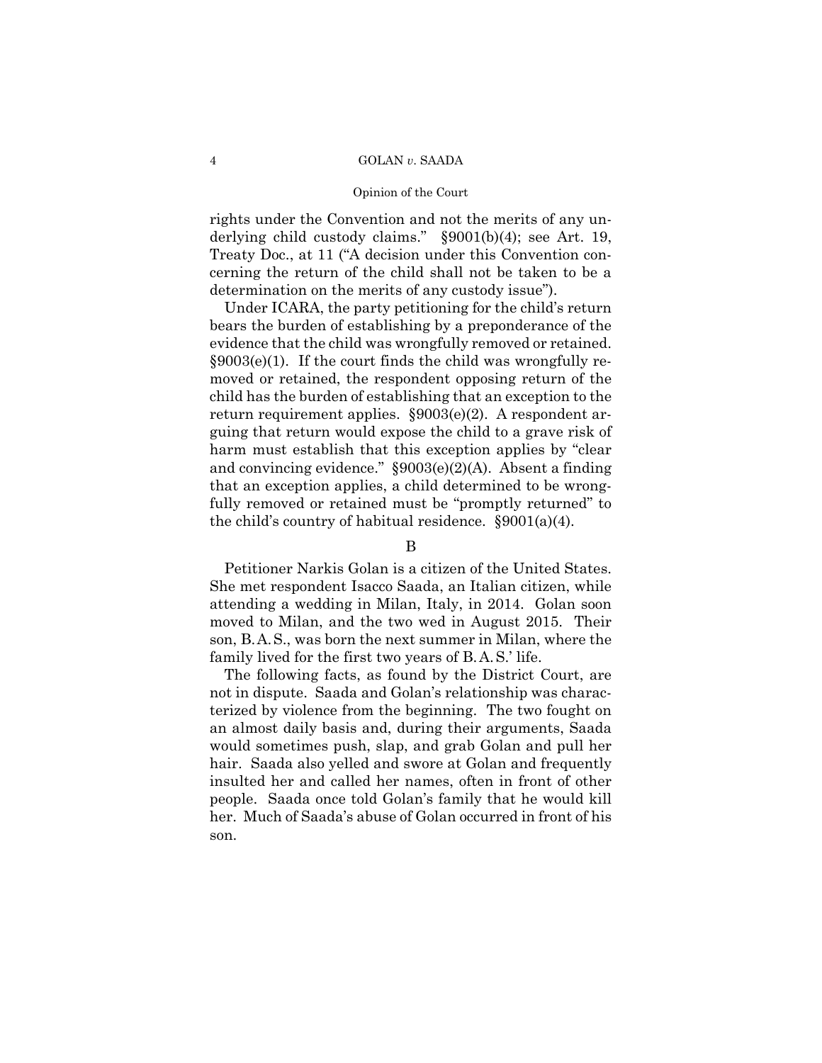rights under the Convention and not the merits of any underlying child custody claims." §9001(b)(4); see Art. 19, Treaty Doc., at 11 ("A decision under this Convention concerning the return of the child shall not be taken to be a determination on the merits of any custody issue").

Under ICARA, the party petitioning for the child's return bears the burden of establishing by a preponderance of the evidence that the child was wrongfully removed or retained. §9003(e)(1). If the court finds the child was wrongfully removed or retained, the respondent opposing return of the child has the burden of establishing that an exception to the return requirement applies. §9003(e)(2). A respondent arguing that return would expose the child to a grave risk of harm must establish that this exception applies by "clear and convincing evidence." §9003(e)(2)(A). Absent a finding that an exception applies, a child determined to be wrongfully removed or retained must be "promptly returned" to the child's country of habitual residence. §9001(a)(4).

B

Petitioner Narkis Golan is a citizen of the United States. She met respondent Isacco Saada, an Italian citizen, while attending a wedding in Milan, Italy, in 2014. Golan soon moved to Milan, and the two wed in August 2015. Their son, B. A. S., was born the next summer in Milan, where the family lived for the first two years of B. A. S.' life.

The following facts, as found by the District Court, are not in dispute. Saada and Golan's relationship was characterized by violence from the beginning. The two fought on an almost daily basis and, during their arguments, Saada would sometimes push, slap, and grab Golan and pull her hair. Saada also yelled and swore at Golan and frequently insulted her and called her names, often in front of other people. Saada once told Golan's family that he would kill her. Much of Saada's abuse of Golan occurred in front of his son.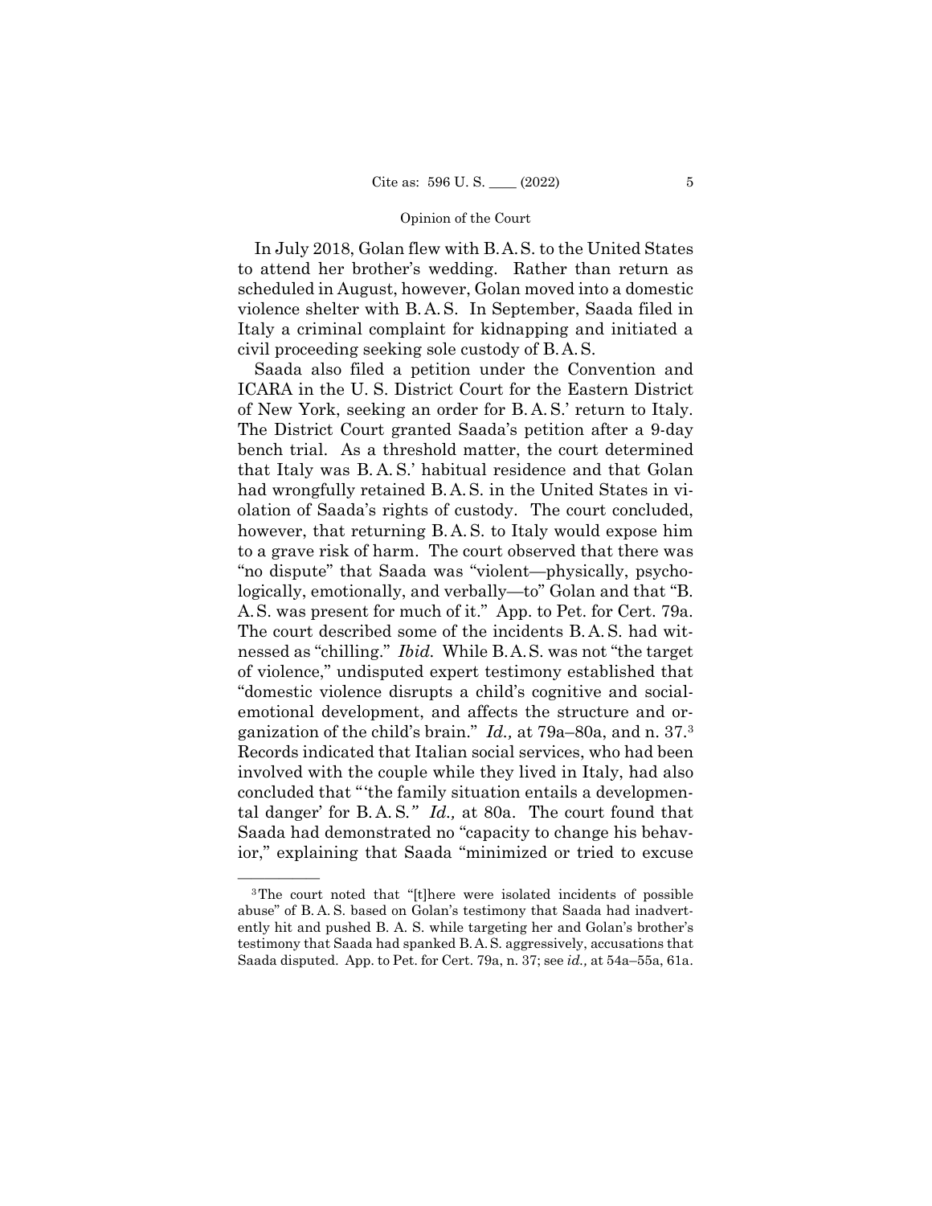In July 2018, Golan flew with B. A. S. to the United States to attend her brother's wedding. Rather than return as scheduled in August, however, Golan moved into a domestic violence shelter with B. A. S. In September, Saada filed in Italy a criminal complaint for kidnapping and initiated a civil proceeding seeking sole custody of B. A. S.

Saada also filed a petition under the Convention and ICARA in the U. S. District Court for the Eastern District of New York, seeking an order for B. A. S.' return to Italy. The District Court granted Saada's petition after a 9-day bench trial. As a threshold matter, the court determined that Italy was B. A. S.' habitual residence and that Golan had wrongfully retained B. A. S. in the United States in violation of Saada's rights of custody. The court concluded, however, that returning B. A. S. to Italy would expose him to a grave risk of harm. The court observed that there was "no dispute" that Saada was "violent—physically, psychologically, emotionally, and verbally—to" Golan and that "B. A. S. was present for much of it." App. to Pet. for Cert. 79a. The court described some of the incidents B. A. S. had witnessed as "chilling." *Ibid.* While B. A. S. was not "the target of violence," undisputed expert testimony established that "domestic violence disrupts a child's cognitive and social-emotional development, and affects the structure and organization of the child's brain." *Id.,* at 79a–80a, and n. 37.[3] Records indicated that Italian social services, who had been involved with the couple while they lived in Italy, had also concluded that "'the family situation entails a developmental danger' for B. A. S." *Id.,* at 80a. The court found that Saada had demonstrated no "capacity to change his behavior," explaining that Saada "minimized or tried to excuse

---

[3] The court noted that "[t]here were isolated incidents of possible abuse" of B. A. S. based on Golan's testimony that Saada had inadvertently hit and pushed B. A. S. while targeting her and Golan's brother's testimony that Saada had spanked B. A. S. aggressively, accusations that Saada disputed. App. to Pet. for Cert. 79a, n. 37; see *id.,* at 54a–55a, 61a.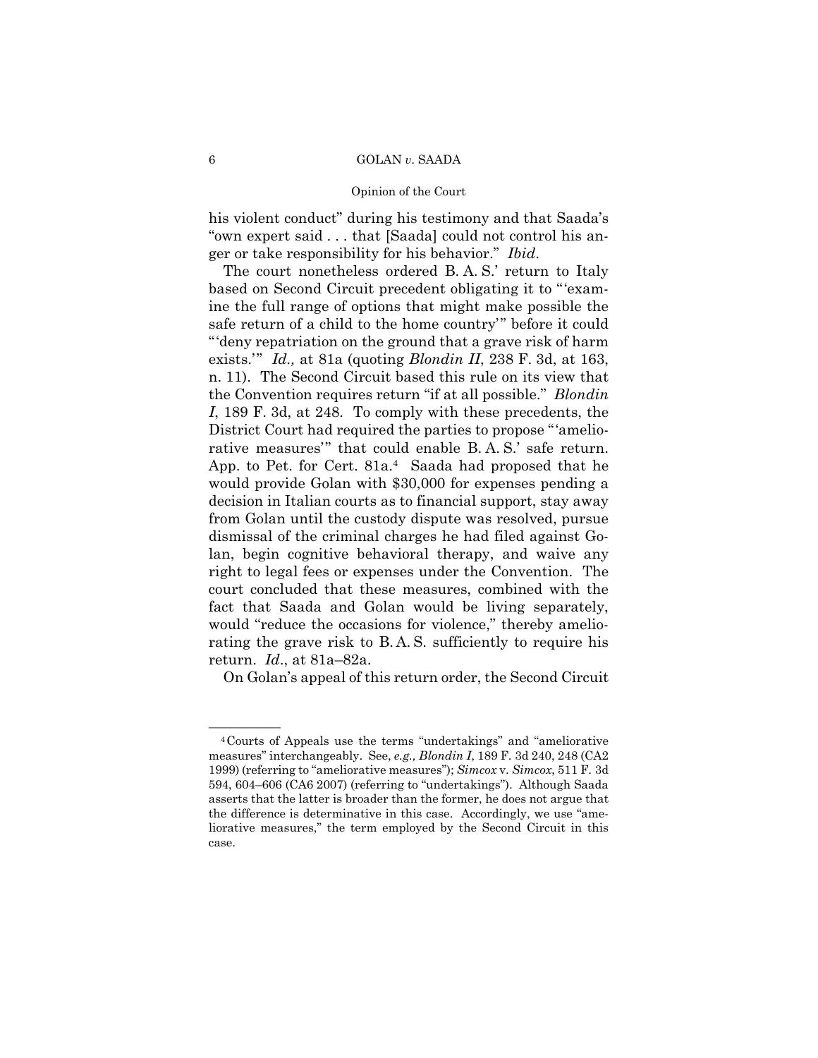his violent conduct" during his testimony and that Saada's "own expert said . . . that [Saada] could not control his anger or take responsibility for his behavior." *Ibid*.

The court nonetheless ordered B. A. S.' return to Italy based on Second Circuit precedent obligating it to "'examine the full range of options that might make possible the safe return of a child to the home country'" before it could "'deny repatriation on the ground that a grave risk of harm exists.'" *Id.,* at 81a (quoting *Blondin II*, 238 F. 3d, at 163, n. 11). The Second Circuit based this rule on its view that the Convention requires return "if at all possible." *Blondin I*, 189 F. 3d, at 248. To comply with these precedents, the District Court had required the parties to propose "'ameliorative measures'" that could enable B. A. S.' safe return. App. to Pet. for Cert. 81a.[4] Saada had proposed that he would provide Golan with $30,000 for expenses pending a decision in Italian courts as to financial support, stay away from Golan until the custody dispute was resolved, pursue dismissal of the criminal charges he had filed against Golan, begin cognitive behavioral therapy, and waive any right to legal fees or expenses under the Convention. The court concluded that these measures, combined with the fact that Saada and Golan would be living separately, would "reduce the occasions for violence," thereby ameliorating the grave risk to B. A. S. sufficiently to require his return. *Id*., at 81a–82a.

On Golan's appeal of this return order, the Second Circuit

---

[4] Courts of Appeals use the terms "undertakings" and "ameliorative measures" interchangeably. See, *e.g., Blondin I*, 189 F. 3d 240, 248 (CA2 1999) (referring to "ameliorative measures"); *Simcox* v. *Simcox*, 511 F. 3d 594, 604–606 (CA6 2007) (referring to "undertakings"). Although Saada asserts that the latter is broader than the former, he does not argue that the difference is determinative in this case. Accordingly, we use "ameliorative measures," the term employed by the Second Circuit in this case.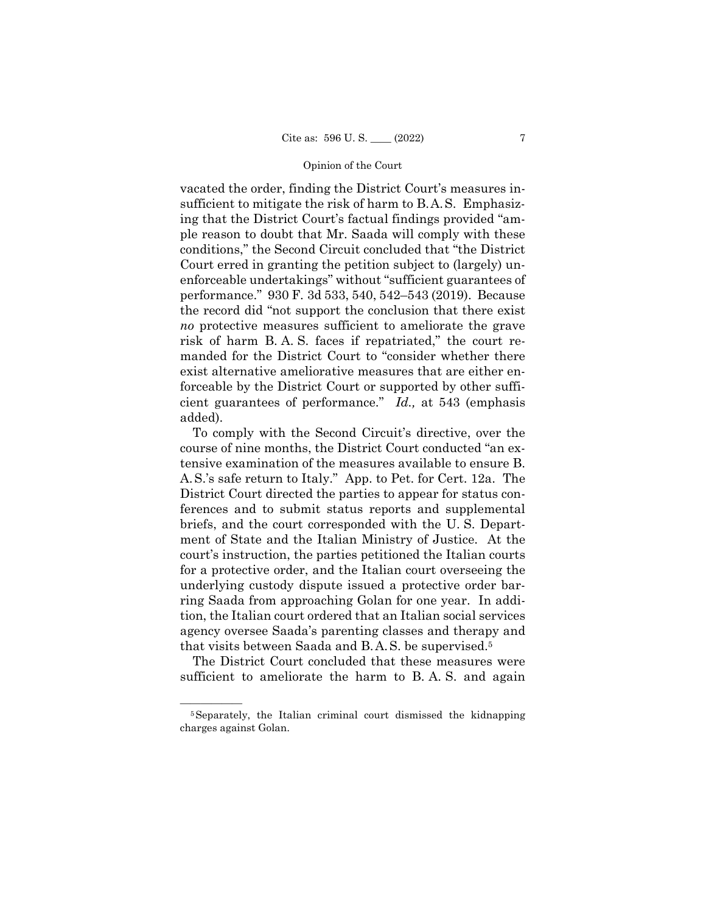vacated the order, finding the District Court's measures insufficient to mitigate the risk of harm to B. A. S. Emphasizing that the District Court's factual findings provided "ample reason to doubt that Mr. Saada will comply with these conditions," the Second Circuit concluded that "the District Court erred in granting the petition subject to (largely) unenforceable undertakings" without "sufficient guarantees of performance." 930 F. 3d 533, 540, 542–543 (2019). Because the record did "not support the conclusion that there exist *no* protective measures sufficient to ameliorate the grave risk of harm B. A. S. faces if repatriated," the court remanded for the District Court to "consider whether there exist alternative ameliorative measures that are either enforceable by the District Court or supported by other sufficient guarantees of performance." *Id.,* at 543 (emphasis added).

To comply with the Second Circuit's directive, over the course of nine months, the District Court conducted "an extensive examination of the measures available to ensure B. A. S.'s safe return to Italy." App. to Pet. for Cert. 12a. The District Court directed the parties to appear for status conferences and to submit status reports and supplemental briefs, and the court corresponded with the U. S. Department of State and the Italian Ministry of Justice. At the court's instruction, the parties petitioned the Italian courts for a protective order, and the Italian court overseeing the underlying custody dispute issued a protective order barring Saada from approaching Golan for one year. In addition, the Italian court ordered that an Italian social services agency oversee Saada's parenting classes and therapy and that visits between Saada and B. A. S. be supervised.[5]

The District Court concluded that these measures were sufficient to ameliorate the harm to B. A. S. and again

---

[5] Separately, the Italian criminal court dismissed the kidnapping charges against Golan.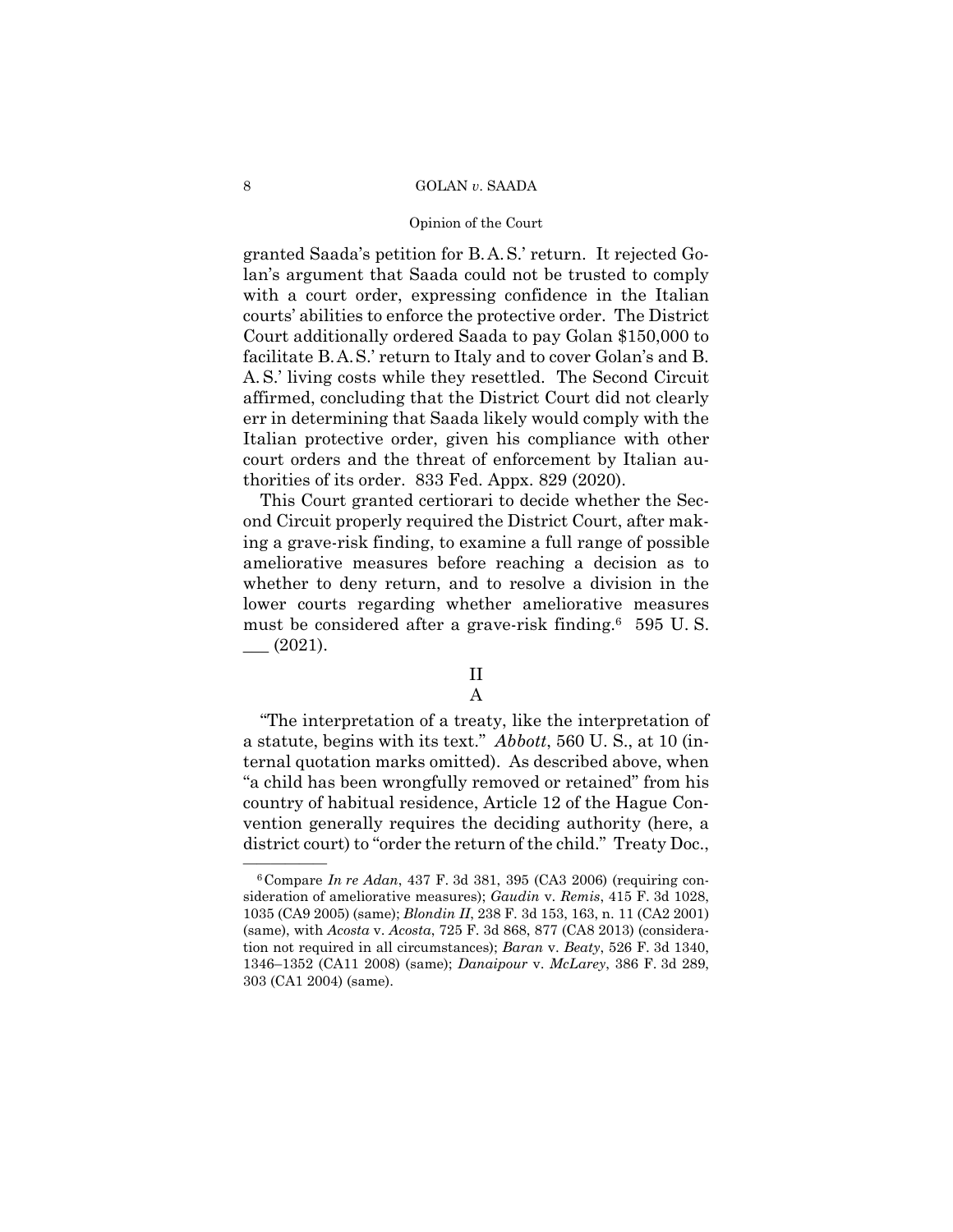granted Saada's petition for B. A. S.' return. It rejected Golan's argument that Saada could not be trusted to comply with a court order, expressing confidence in the Italian courts' abilities to enforce the protective order. The District Court additionally ordered Saada to pay Golan $150,000 to facilitate B. A. S.' return to Italy and to cover Golan's and B. A. S.' living costs while they resettled. The Second Circuit affirmed, concluding that the District Court did not clearly err in determining that Saada likely would comply with the Italian protective order, given his compliance with other court orders and the threat of enforcement by Italian authorities of its order. 833 Fed. Appx. 829 (2020).

This Court granted certiorari to decide whether the Second Circuit properly required the District Court, after making a grave-risk finding, to examine a full range of possible ameliorative measures before reaching a decision as to whether to deny return, and to resolve a division in the lower courts regarding whether ameliorative measures must be considered after a grave-risk finding.[6] 595 U. S. ___ (2021).

## II

### A

"The interpretation of a treaty, like the interpretation of a statute, begins with its text." *Abbott*, 560 U. S., at 10 (internal quotation marks omitted). As described above, when "a child has been wrongfully removed or retained" from his country of habitual residence, Article 12 of the Hague Convention generally requires the deciding authority (here, a district court) to "order the return of the child." Treaty Doc.,

---

[6] Compare *In re Adan*, 437 F. 3d 381, 395 (CA3 2006) (requiring consideration of ameliorative measures); *Gaudin* v. *Remis*, 415 F. 3d 1028, 1035 (CA9 2005) (same); *Blondin II*, 238 F. 3d 153, 163, n. 11 (CA2 2001) (same), with *Acosta* v. *Acosta*, 725 F. 3d 868, 877 (CA8 2013) (consideration not required in all circumstances); *Baran* v. *Beaty*, 526 F. 3d 1340, 1346–1352 (CA11 2008) (same); *Danaipour* v. *McLarey*, 386 F. 3d 289, 303 (CA1 2004) (same).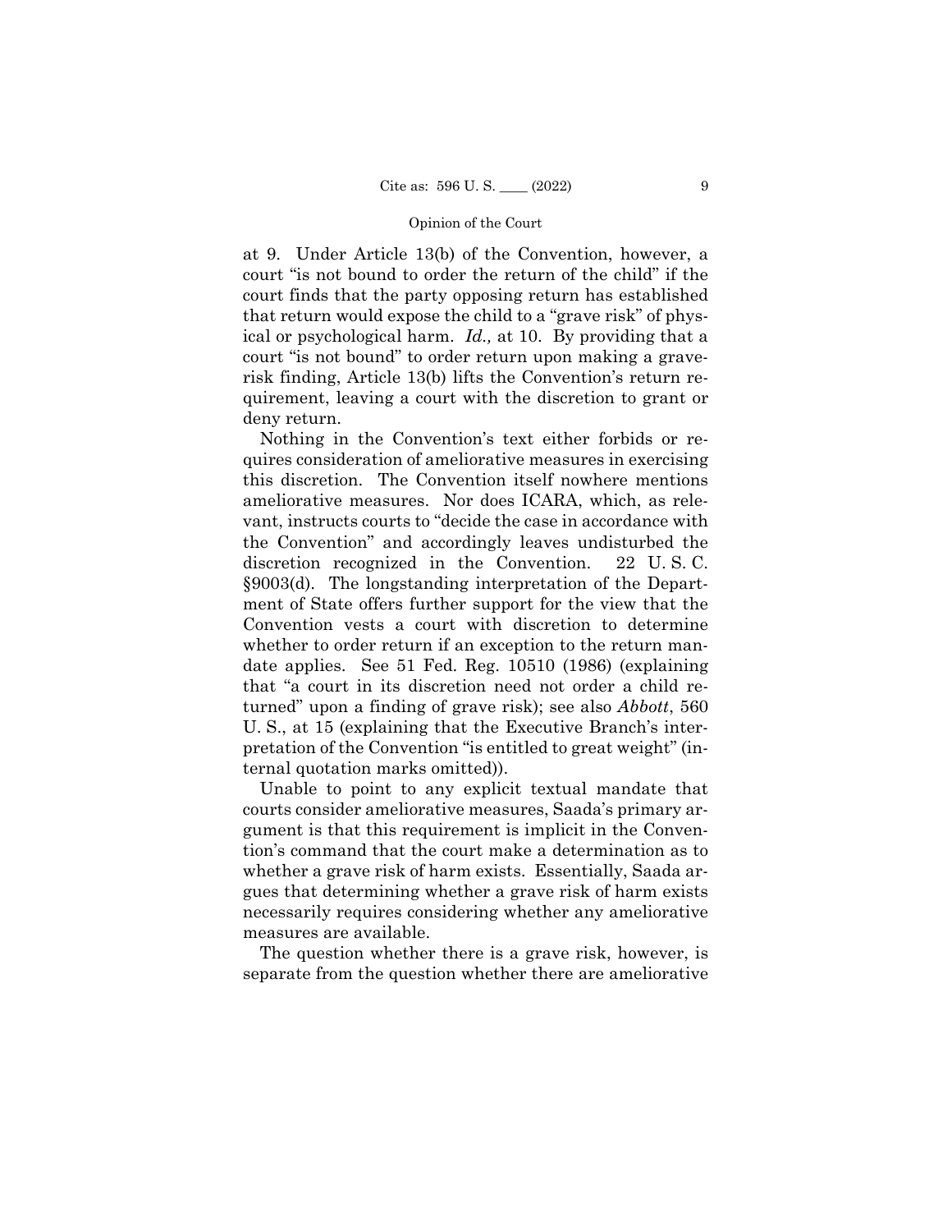at 9. Under Article 13(b) of the Convention, however, a court "is not bound to order the return of the child" if the court finds that the party opposing return has established that return would expose the child to a "grave risk" of physical or psychological harm. *Id.,* at 10. By providing that a court "is not bound" to order return upon making a grave-risk finding, Article 13(b) lifts the Convention's return requirement, leaving a court with the discretion to grant or deny return.

Nothing in the Convention's text either forbids or requires consideration of ameliorative measures in exercising this discretion. The Convention itself nowhere mentions ameliorative measures. Nor does ICARA, which, as relevant, instructs courts to "decide the case in accordance with the Convention" and accordingly leaves undisturbed the discretion recognized in the Convention. 22 U. S. C. §9003(d). The longstanding interpretation of the Department of State offers further support for the view that the Convention vests a court with discretion to determine whether to order return if an exception to the return mandate applies. See 51 Fed. Reg. 10510 (1986) (explaining that "a court in its discretion need not order a child returned" upon a finding of grave risk); see also *Abbott*, 560 U. S., at 15 (explaining that the Executive Branch's interpretation of the Convention "is entitled to great weight" (internal quotation marks omitted)).

Unable to point to any explicit textual mandate that courts consider ameliorative measures, Saada's primary argument is that this requirement is implicit in the Convention's command that the court make a determination as to whether a grave risk of harm exists. Essentially, Saada argues that determining whether a grave risk of harm exists necessarily requires considering whether any ameliorative measures are available.

The question whether there is a grave risk, however, is separate from the question whether there are ameliorative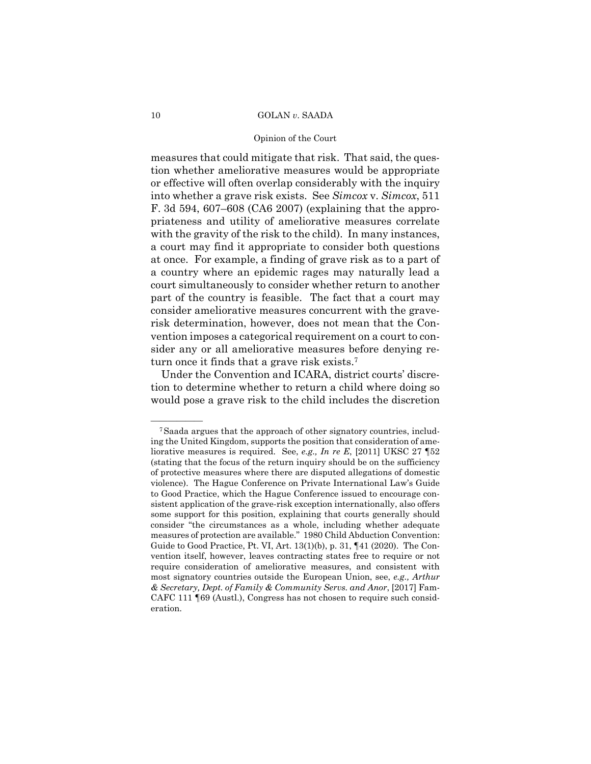measures that could mitigate that risk. That said, the question whether ameliorative measures would be appropriate or effective will often overlap considerably with the inquiry into whether a grave risk exists. See *Simcox* v. *Simcox*, 511 F. 3d 594, 607–608 (CA6 2007) (explaining that the appropriateness and utility of ameliorative measures correlate with the gravity of the risk to the child). In many instances, a court may find it appropriate to consider both questions at once. For example, a finding of grave risk as to a part of a country where an epidemic rages may naturally lead a court simultaneously to consider whether return to another part of the country is feasible. The fact that a court may consider ameliorative measures concurrent with the grave-risk determination, however, does not mean that the Convention imposes a categorical requirement on a court to consider any or all ameliorative measures before denying return once it finds that a grave risk exists.[7]

Under the Convention and ICARA, district courts' discretion to determine whether to return a child where doing so would pose a grave risk to the child includes the discretion

---

[7] Saada argues that the approach of other signatory countries, including the United Kingdom, supports the position that consideration of ameliorative measures is required. See, *e.g., In re E*, [2011] UKSC 27 ¶52 (stating that the focus of the return inquiry should be on the sufficiency of protective measures where there are disputed allegations of domestic violence). The Hague Conference on Private International Law's Guide to Good Practice, which the Hague Conference issued to encourage consistent application of the grave-risk exception internationally, also offers some support for this position, explaining that courts generally should consider "the circumstances as a whole, including whether adequate measures of protection are available." 1980 Child Abduction Convention: Guide to Good Practice, Pt. VI, Art. 13(1)(b), p. 31, ¶41 (2020). The Convention itself, however, leaves contracting states free to require or not require consideration of ameliorative measures, and consistent with most signatory countries outside the European Union, see, *e.g., Arthur & Secretary, Dept. of Family & Community Servs. and Anor*, [2017] FamCAFC 111 ¶69 (Austl.), Congress has not chosen to require such consideration.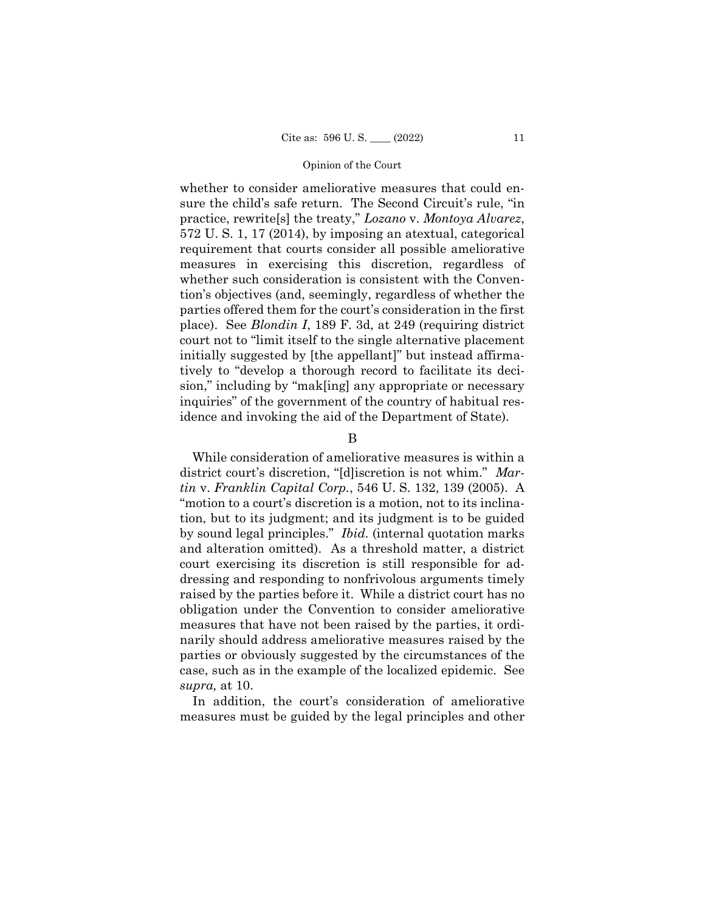whether to consider ameliorative measures that could ensure the child's safe return. The Second Circuit's rule, "in practice, rewrite[s] the treaty," *Lozano* v. *Montoya Alvarez*, 572 U. S. 1, 17 (2014), by imposing an atextual, categorical requirement that courts consider all possible ameliorative measures in exercising this discretion, regardless of whether such consideration is consistent with the Convention's objectives (and, seemingly, regardless of whether the parties offered them for the court's consideration in the first place). See *Blondin I*, 189 F. 3d, at 249 (requiring district court not to "limit itself to the single alternative placement initially suggested by [the appellant]" but instead affirmatively to "develop a thorough record to facilitate its decision," including by "mak[ing] any appropriate or necessary inquiries" of the government of the country of habitual residence and invoking the aid of the Department of State).

B

While consideration of ameliorative measures is within a district court's discretion, "[d]iscretion is not whim." *Martin* v. *Franklin Capital Corp.*, 546 U. S. 132, 139 (2005). A "motion to a court's discretion is a motion, not to its inclination, but to its judgment; and its judgment is to be guided by sound legal principles." *Ibid.* (internal quotation marks and alteration omitted). As a threshold matter, a district court exercising its discretion is still responsible for addressing and responding to nonfrivolous arguments timely raised by the parties before it. While a district court has no obligation under the Convention to consider ameliorative measures that have not been raised by the parties, it ordinarily should address ameliorative measures raised by the parties or obviously suggested by the circumstances of the case, such as in the example of the localized epidemic. See *supra,* at 10.

In addition, the court's consideration of ameliorative measures must be guided by the legal principles and other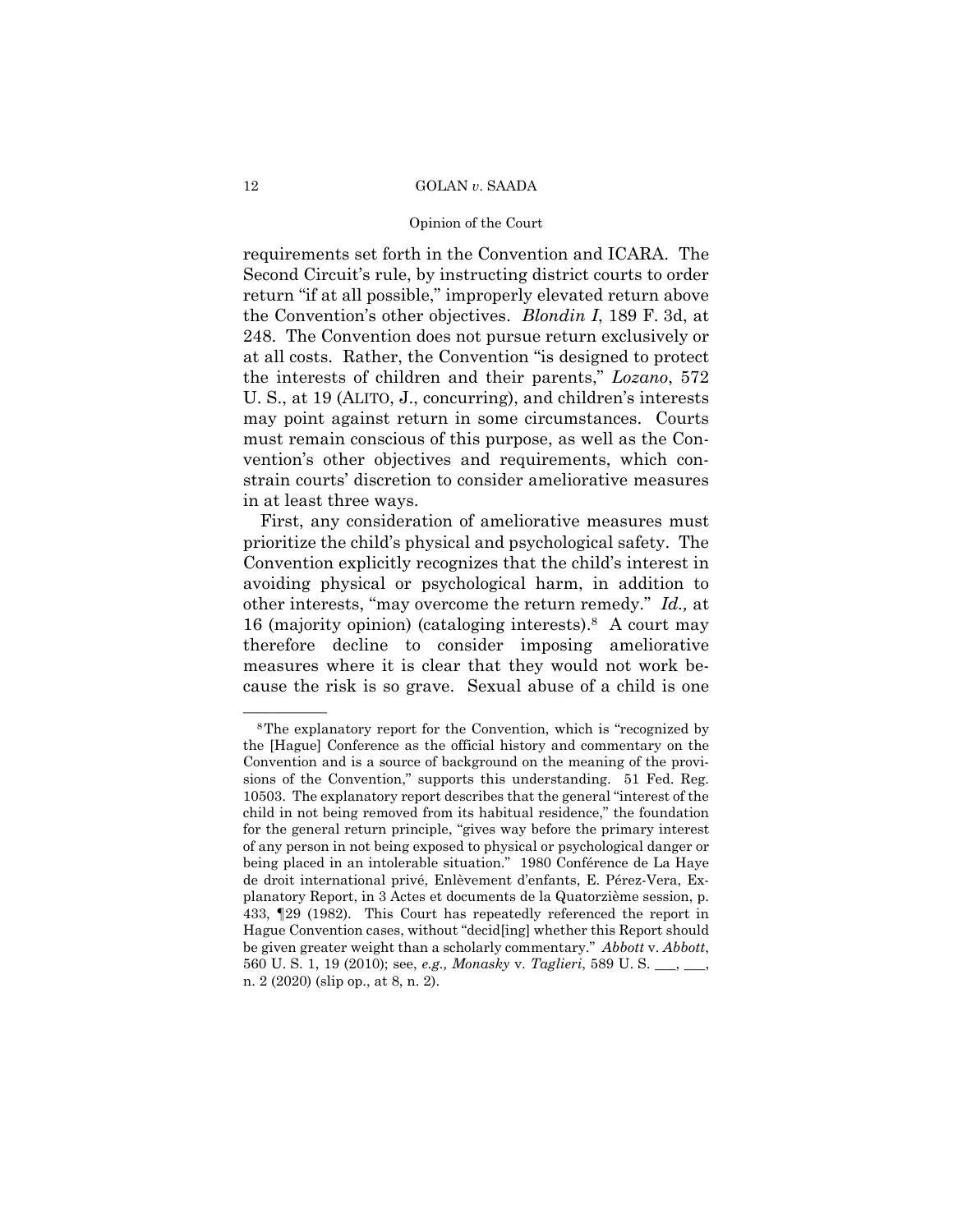requirements set forth in the Convention and ICARA. The Second Circuit's rule, by instructing district courts to order return "if at all possible," improperly elevated return above the Convention's other objectives. *Blondin I*, 189 F. 3d, at 248. The Convention does not pursue return exclusively or at all costs. Rather, the Convention "is designed to protect the interests of children and their parents," *Lozano*, 572 U. S., at 19 (ALITO, J., concurring), and children's interests may point against return in some circumstances. Courts must remain conscious of this purpose, as well as the Convention's other objectives and requirements, which constrain courts' discretion to consider ameliorative measures in at least three ways.

First, any consideration of ameliorative measures must prioritize the child's physical and psychological safety. The Convention explicitly recognizes that the child's interest in avoiding physical or psychological harm, in addition to other interests, "may overcome the return remedy." *Id.,* at 16 (majority opinion) (cataloging interests).[8] A court may therefore decline to consider imposing ameliorative measures where it is clear that they would not work because the risk is so grave. Sexual abuse of a child is one

---

[8] The explanatory report for the Convention, which is "recognized by the [Hague] Conference as the official history and commentary on the Convention and is a source of background on the meaning of the provisions of the Convention," supports this understanding. 51 Fed. Reg. 10503. The explanatory report describes that the general "interest of the child in not being removed from its habitual residence," the foundation for the general return principle, "gives way before the primary interest of any person in not being exposed to physical or psychological danger or being placed in an intolerable situation." 1980 Conférence de La Haye de droit international privé, Enlèvement d'enfants, E. Pérez-Vera, Explanatory Report, in 3 Actes et documents de la Quatorzième session, p. 433, ¶29 (1982). This Court has repeatedly referenced the report in Hague Convention cases, without "decid[ing] whether this Report should be given greater weight than a scholarly commentary." *Abbott* v. *Abbott*, 560 U. S. 1, 19 (2010); see, *e.g., Monasky* v. *Taglieri*, 589 U. S. ___, ___, n. 2 (2020) (slip op., at 8, n. 2).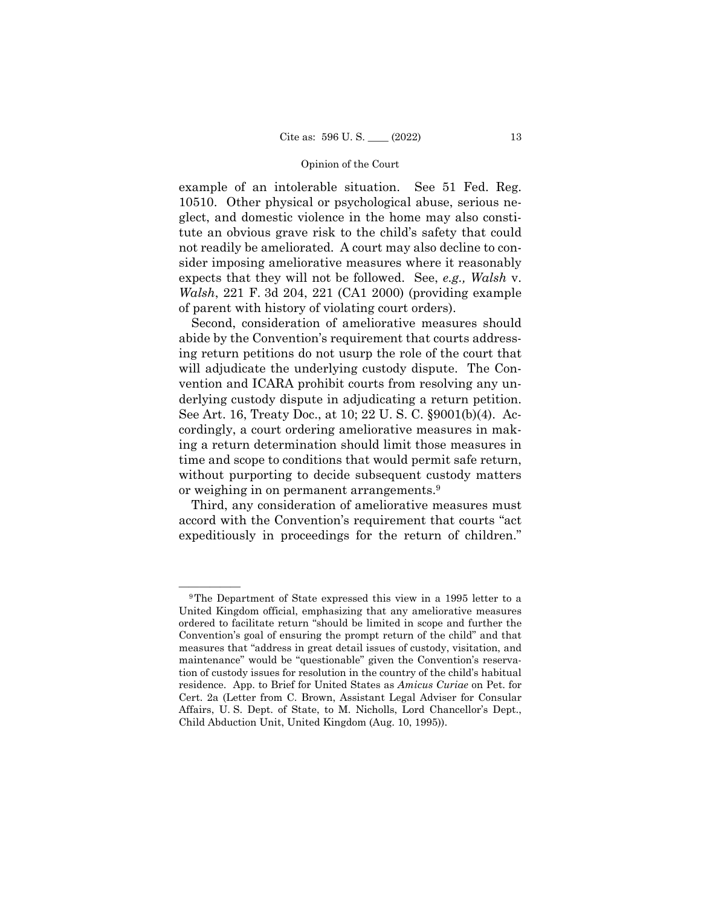example of an intolerable situation. See 51 Fed. Reg. 10510. Other physical or psychological abuse, serious neglect, and domestic violence in the home may also constitute an obvious grave risk to the child's safety that could not readily be ameliorated. A court may also decline to consider imposing ameliorative measures where it reasonably expects that they will not be followed. See, *e.g., Walsh* v. *Walsh*, 221 F. 3d 204, 221 (CA1 2000) (providing example of parent with history of violating court orders).

Second, consideration of ameliorative measures should abide by the Convention's requirement that courts addressing return petitions do not usurp the role of the court that will adjudicate the underlying custody dispute. The Convention and ICARA prohibit courts from resolving any underlying custody dispute in adjudicating a return petition. See Art. 16, Treaty Doc., at 10; 22 U. S. C. §9001(b)(4). Accordingly, a court ordering ameliorative measures in making a return determination should limit those measures in time and scope to conditions that would permit safe return, without purporting to decide subsequent custody matters or weighing in on permanent arrangements.[9]

Third, any consideration of ameliorative measures must accord with the Convention's requirement that courts "act expeditiously in proceedings for the return of children."

---

[9] The Department of State expressed this view in a 1995 letter to a United Kingdom official, emphasizing that any ameliorative measures ordered to facilitate return "should be limited in scope and further the Convention's goal of ensuring the prompt return of the child" and that measures that "address in great detail issues of custody, visitation, and maintenance" would be "questionable" given the Convention's reservation of custody issues for resolution in the country of the child's habitual residence. App. to Brief for United States as *Amicus Curiae* on Pet. for Cert. 2a (Letter from C. Brown, Assistant Legal Adviser for Consular Affairs, U. S. Dept. of State, to M. Nicholls, Lord Chancellor's Dept., Child Abduction Unit, United Kingdom (Aug. 10, 1995)).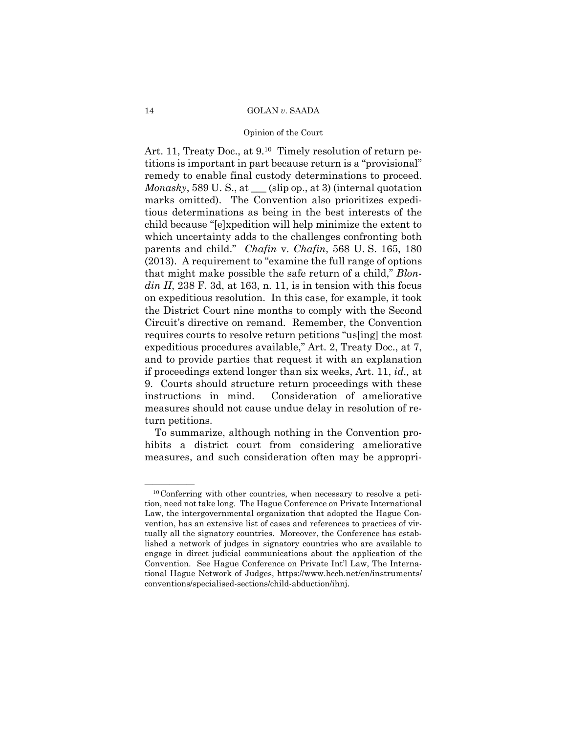Art. 11, Treaty Doc., at 9.[10] Timely resolution of return petitions is important in part because return is a "provisional" remedy to enable final custody determinations to proceed. *Monasky*, 589 U. S., at ___ (slip op., at 3) (internal quotation marks omitted). The Convention also prioritizes expeditious determinations as being in the best interests of the child because "[e]xpedition will help minimize the extent to which uncertainty adds to the challenges confronting both parents and child." *Chafin* v. *Chafin*, 568 U. S. 165, 180 (2013). A requirement to "examine the full range of options that might make possible the safe return of a child," *Blondin II*, 238 F. 3d, at 163, n. 11, is in tension with this focus on expeditious resolution. In this case, for example, it took the District Court nine months to comply with the Second Circuit's directive on remand. Remember, the Convention requires courts to resolve return petitions "us[ing] the most expeditious procedures available," Art. 2, Treaty Doc., at 7, and to provide parties that request it with an explanation if proceedings extend longer than six weeks, Art. 11, *id.,* at 9. Courts should structure return proceedings with these instructions in mind. Consideration of ameliorative measures should not cause undue delay in resolution of return petitions.

To summarize, although nothing in the Convention prohibits a district court from considering ameliorative measures, and such consideration often may be appropri-

---

[10] Conferring with other countries, when necessary to resolve a petition, need not take long. The Hague Conference on Private International Law, the intergovernmental organization that adopted the Hague Convention, has an extensive list of cases and references to practices of virtually all the signatory countries. Moreover, the Conference has established a network of judges in signatory countries who are available to engage in direct judicial communications about the application of the Convention. See Hague Conference on Private Int'l Law, The International Hague Network of Judges, https://www.hcch.net/en/instruments/conventions/specialised-sections/child-abduction/ihnj.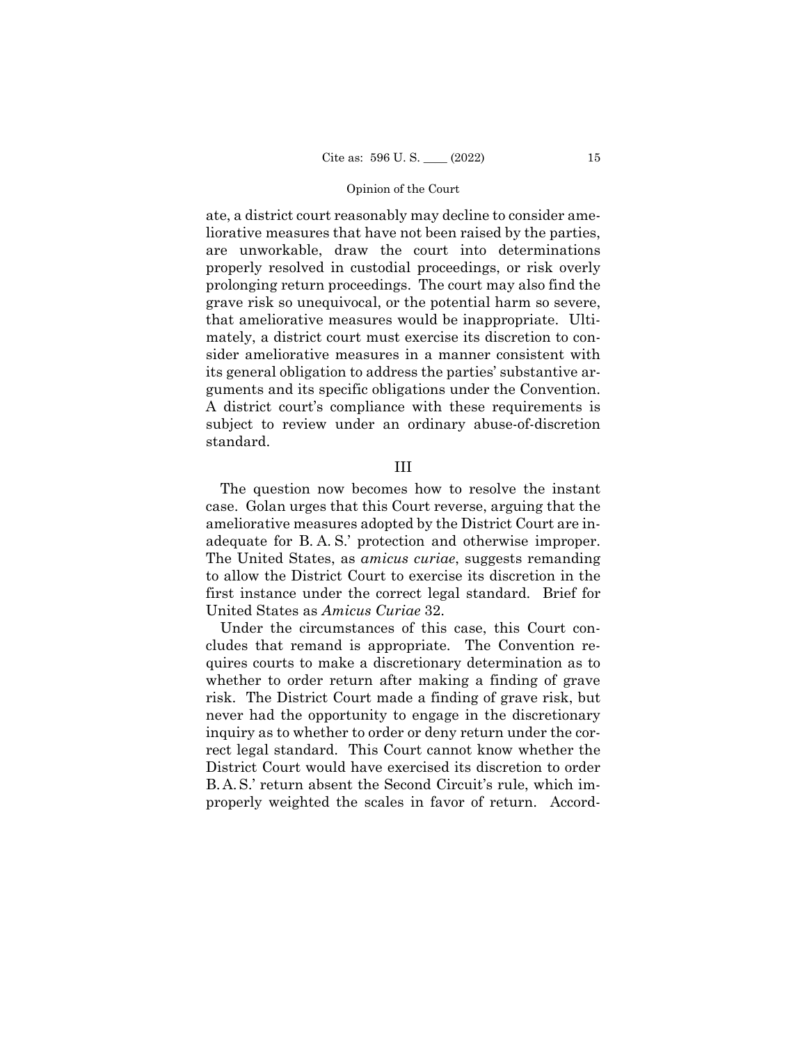ate, a district court reasonably may decline to consider ameliorative measures that have not been raised by the parties, are unworkable, draw the court into determinations properly resolved in custodial proceedings, or risk overly prolonging return proceedings. The court may also find the grave risk so unequivocal, or the potential harm so severe, that ameliorative measures would be inappropriate. Ultimately, a district court must exercise its discretion to consider ameliorative measures in a manner consistent with its general obligation to address the parties' substantive arguments and its specific obligations under the Convention. A district court's compliance with these requirements is subject to review under an ordinary abuse-of-discretion standard.

## III

The question now becomes how to resolve the instant case. Golan urges that this Court reverse, arguing that the ameliorative measures adopted by the District Court are inadequate for B. A. S.' protection and otherwise improper. The United States, as *amicus curiae*, suggests remanding to allow the District Court to exercise its discretion in the first instance under the correct legal standard. Brief for United States as *Amicus Curiae* 32.

Under the circumstances of this case, this Court concludes that remand is appropriate. The Convention requires courts to make a discretionary determination as to whether to order return after making a finding of grave risk. The District Court made a finding of grave risk, but never had the opportunity to engage in the discretionary inquiry as to whether to order or deny return under the correct legal standard. This Court cannot know whether the District Court would have exercised its discretion to order B. A. S.' return absent the Second Circuit's rule, which improperly weighted the scales in favor of return. Accord-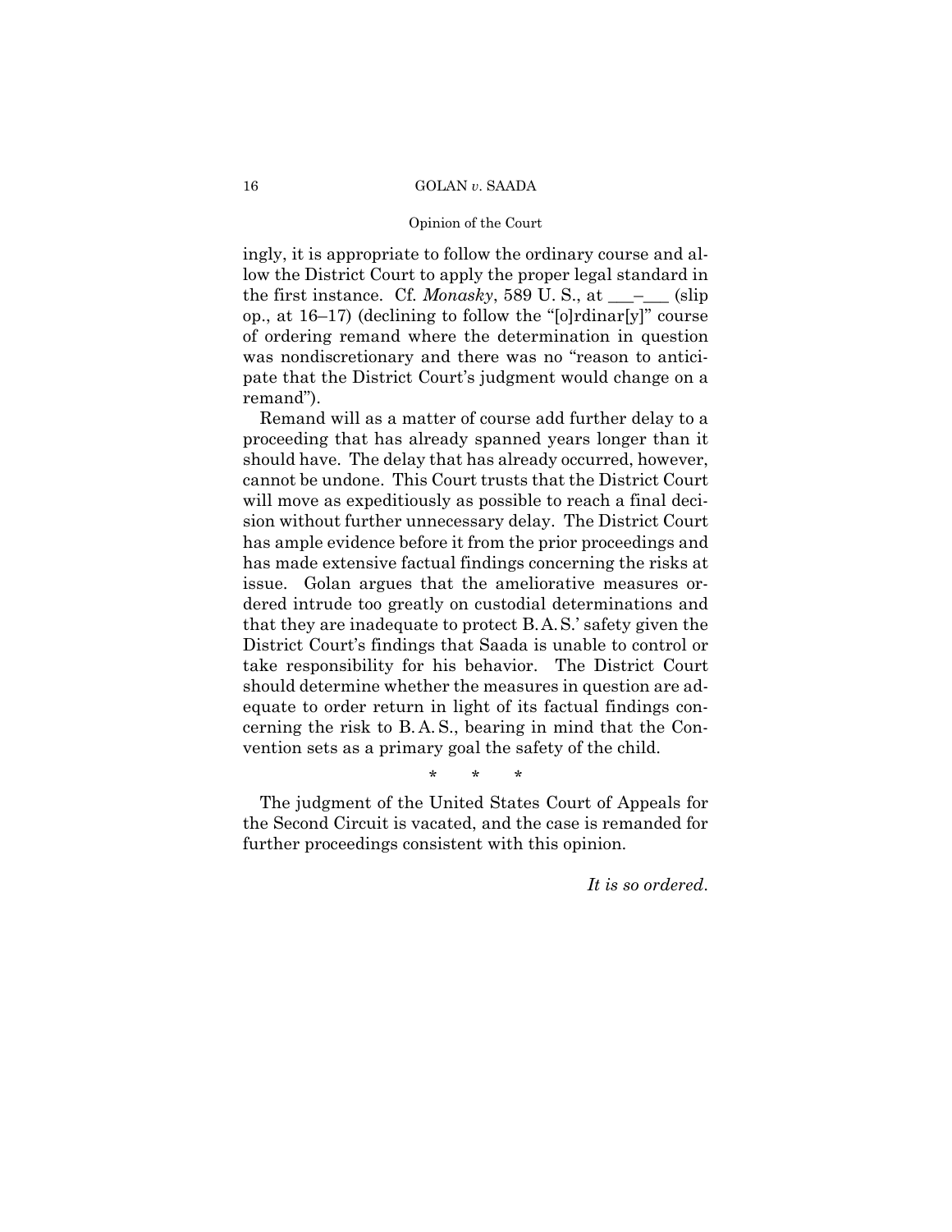ingly, it is appropriate to follow the ordinary course and allow the District Court to apply the proper legal standard in the first instance. Cf. *Monasky*, 589 U. S., at \_\_\_–\_\_\_ (slip op., at 16–17) (declining to follow the "[o]rdinar[y]" course of ordering remand where the determination in question was nondiscretionary and there was no "reason to anticipate that the District Court's judgment would change on a remand").

Remand will as a matter of course add further delay to a proceeding that has already spanned years longer than it should have. The delay that has already occurred, however, cannot be undone. This Court trusts that the District Court will move as expeditiously as possible to reach a final decision without further unnecessary delay. The District Court has ample evidence before it from the prior proceedings and has made extensive factual findings concerning the risks at issue. Golan argues that the ameliorative measures ordered intrude too greatly on custodial determinations and that they are inadequate to protect B. A. S.' safety given the District Court's findings that Saada is unable to control or take responsibility for his behavior. The District Court should determine whether the measures in question are adequate to order return in light of its factual findings concerning the risk to B. A. S., bearing in mind that the Convention sets as a primary goal the safety of the child.

\* \* \*

The judgment of the United States Court of Appeals for the Second Circuit is vacated, and the case is remanded for further proceedings consistent with this opinion.

*It is so ordered.*